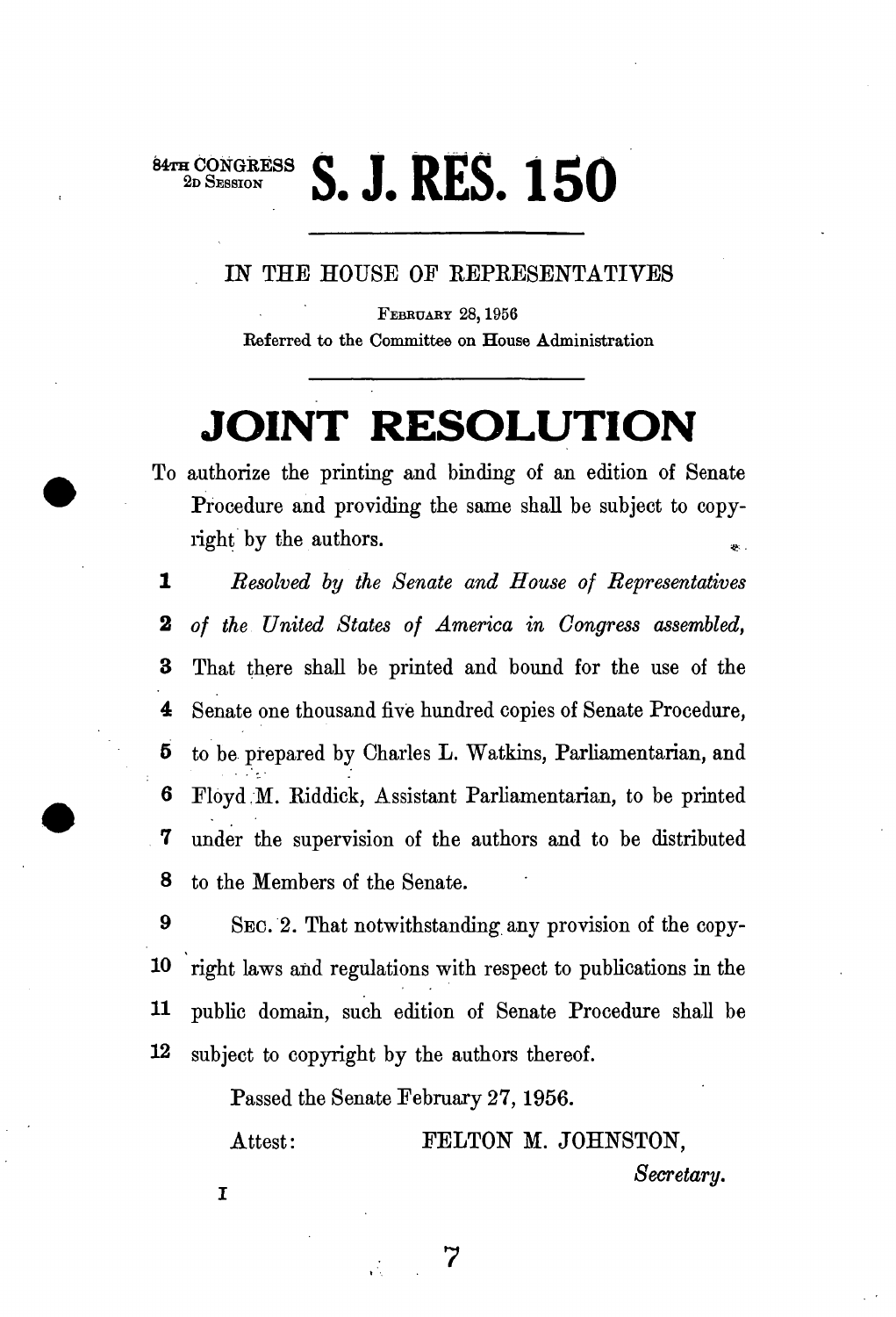84TH CONGRESS
2D SESSION

# S. J. RES. 150

IN THE HOUSE OF REPRESENTATIVES

FEBRUARY 28, 1956

Referred to the Committee on House Administration

# JOINT RESOLUTION

To authorize the printing and binding of an edition of Senate Procedure and providing the same shall be subject to copyright by the authors.

1 *Resolved by the Senate and House of Representatives*
2 *of the United States of America in Congress assembled,*
3 That there shall be printed and bound for the use of the
4 Senate one thousand five hundred copies of Senate Procedure,
5 to be prepared by Charles L. Watkins, Parliamentarian, and
6 Floyd M. Riddick, Assistant Parliamentarian, to be printed
7 under the supervision of the authors and to be distributed
8 to the Members of the Senate.

9 SEC. 2. That notwithstanding any provision of the copy-
10 right laws and regulations with respect to publications in the
11 public domain, such edition of Senate Procedure shall be
12 subject to copyright by the authors thereof.

Passed the Senate February 27, 1956.

Attest: FELTON M. JOHNSTON,

*Secretary.*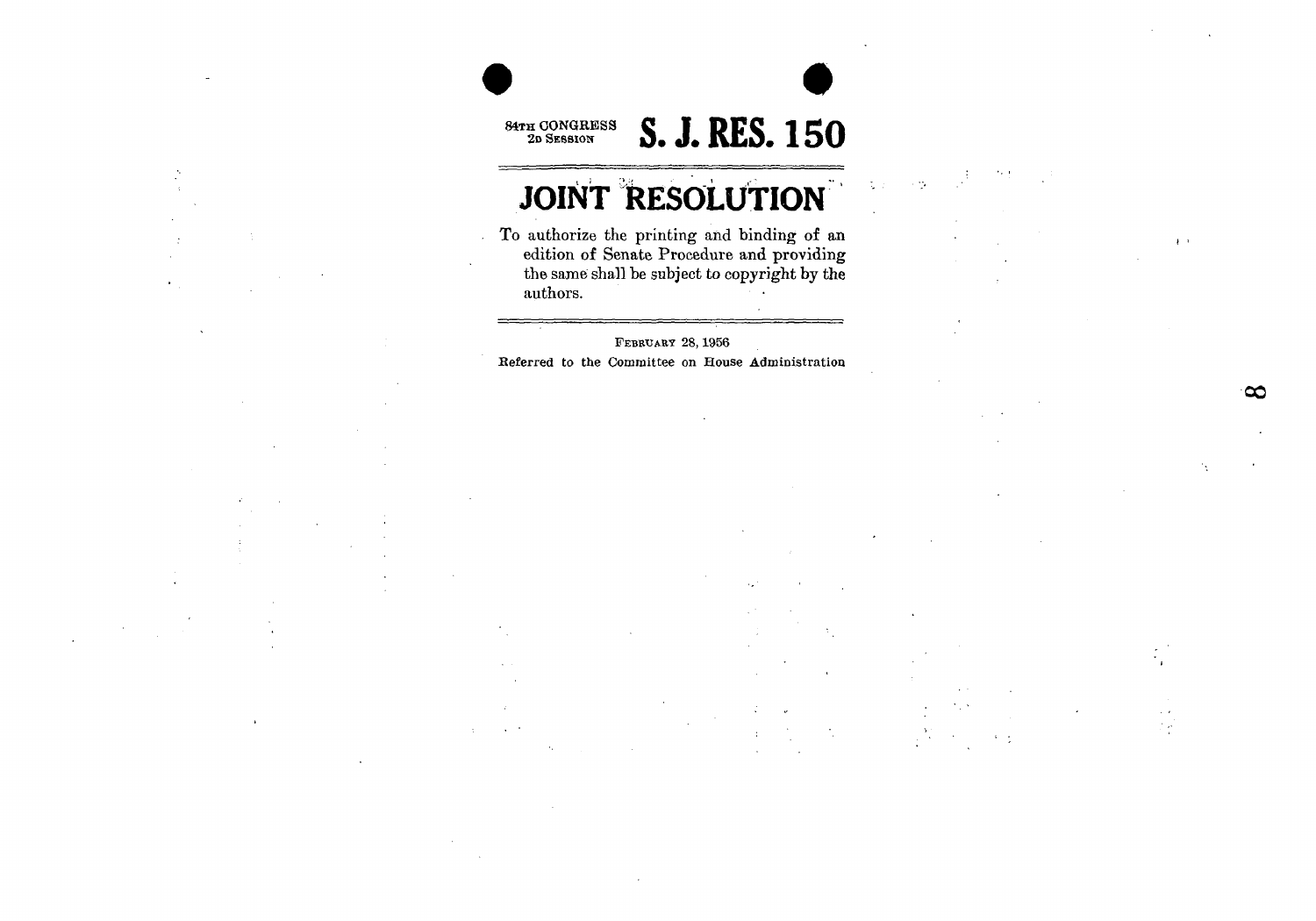84TH CONGRESS
2D SESSION

# S. J. RES. 150

# JOINT RESOLUTION

To authorize the printing and binding of an edition of Senate Procedure and providing the same shall be subject to copyright by the authors.

FEBRUARY 28, 1956

Referred to the Committee on House Administration